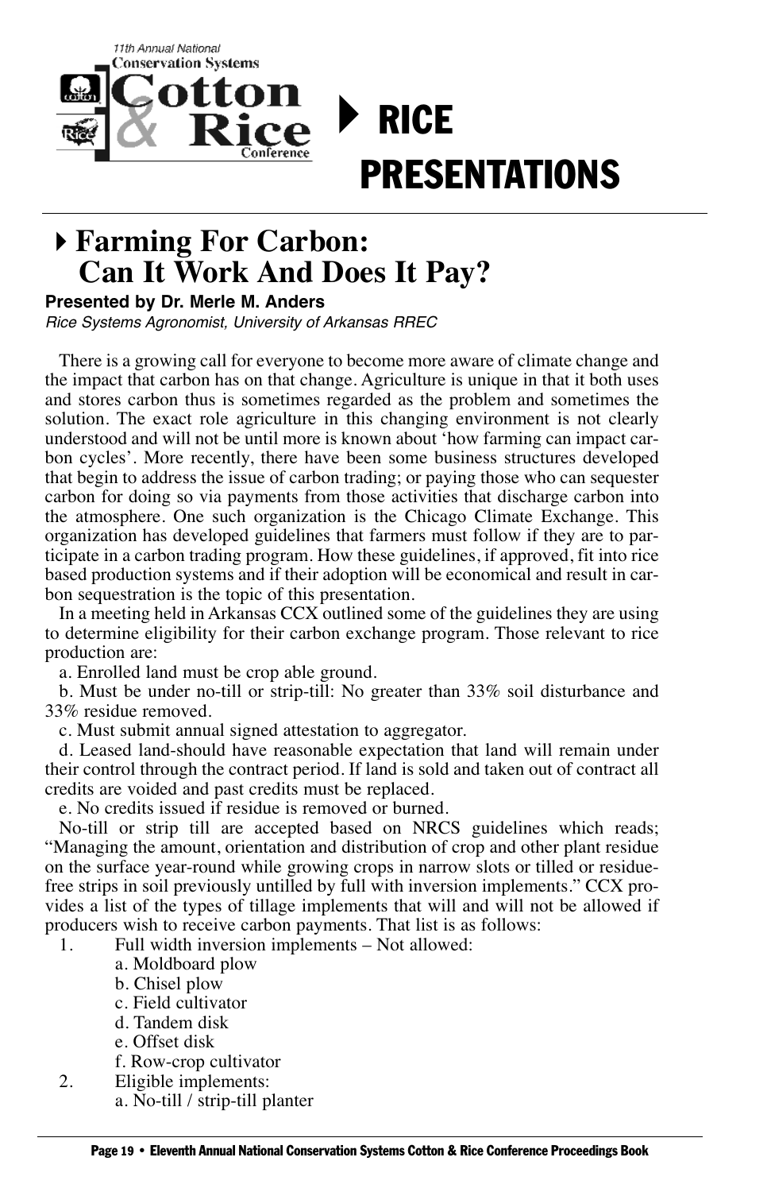# RICE PRESENTATIONS

## Farming For Carbon: Can It Work And Does It Pay?

**Presented by Dr. Merle M. Anders**

*Rice Systems Agronomist, University of Arkansas RREC*

There is a growing call for everyone to become more aware of climate change and the impact that carbon has on that change. Agriculture is unique in that it both uses and stores carbon thus is sometimes regarded as the problem and sometimes the solution. The exact role agriculture in this changing environment is not clearly understood and will not be until more is known about 'how farming can impact carbon cycles'. More recently, there have been some business structures developed that begin to address the issue of carbon trading; or paying those who can sequester carbon for doing so via payments from those activities that discharge carbon into the atmosphere. One such organization is the Chicago Climate Exchange. This organization has developed guidelines that farmers must follow if they are to participate in a carbon trading program. How these guidelines, if approved, fit into rice based production systems and if their adoption will be economical and result in carbon sequestration is the topic of this presentation.

In a meeting held in Arkansas CCX outlined some of the guidelines they are using to determine eligibility for their carbon exchange program. Those relevant to rice production are:

a. Enrolled land must be crop able ground.

b. Must be under no-till or strip-till: No greater than 33% soil disturbance and 33% residue removed.

c. Must submit annual signed attestation to aggregator.

d. Leased land-should have reasonable expectation that land will remain under their control through the contract period. If land is sold and taken out of contract all credits are voided and past credits must be replaced.

e. No credits issued if residue is removed or burned.

No-till or strip till are accepted based on NRCS guidelines which reads; "Managing the amount, orientation and distribution of crop and other plant residue on the surface year-round while growing crops in narrow slots or tilled or residue-free strips in soil previously untilled by full with inversion implements." CCX provides a list of the types of tillage implements that will and will not be allowed if producers wish to receive carbon payments. That list is as follows:

1. Full width inversion implements – Not allowed:
   - a. Moldboard plow
   - b. Chisel plow
   - c. Field cultivator
   - d. Tandem disk
   - e. Offset disk
   - f. Row-crop cultivator
2. Eligible implements:
   - a. No-till / strip-till planter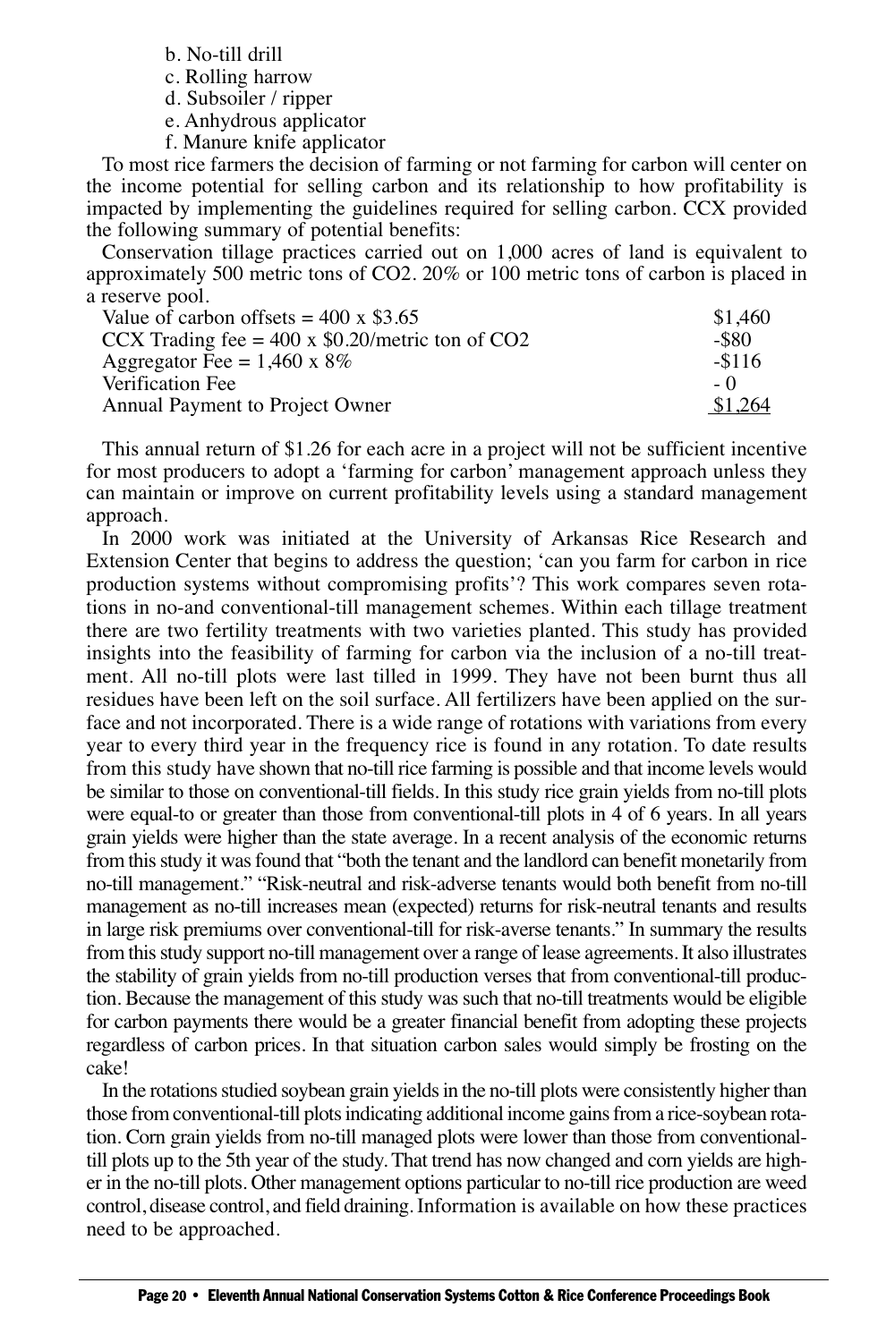b. No-till drill
c. Rolling harrow
d. Subsoiler / ripper
e. Anhydrous applicator
f. Manure knife applicator

To most rice farmers the decision of farming or not farming for carbon will center on the income potential for selling carbon and its relationship to how profitability is impacted by implementing the guidelines required for selling carbon. CCX provided the following summary of potential benefits:

Conservation tillage practices carried out on 1,000 acres of land is equivalent to approximately 500 metric tons of $CO_2$. 20% or 100 metric tons of carbon is placed in a reserve pool.

| | |
|---|---|
| Value of carbon offsets = 400 x $3.65 | $1,460 |
| CCX Trading fee = 400 x $0.20/metric ton of $CO_2$ | -$80 |
| Aggregator Fee = 1,460 x 8% | -$116 |
| Verification Fee | - 0 |
| Annual Payment to Project Owner | $1,264 |

This annual return of $1.26 for each acre in a project will not be sufficient incentive for most producers to adopt a 'farming for carbon' management approach unless they can maintain or improve on current profitability levels using a standard management approach.

In 2000 work was initiated at the University of Arkansas Rice Research and Extension Center that begins to address the question; 'can you farm for carbon in rice production systems without compromising profits'? This work compares seven rotations in no-and conventional-till management schemes. Within each tillage treatment there are two fertility treatments with two varieties planted. This study has provided insights into the feasibility of farming for carbon via the inclusion of a no-till treatment. All no-till plots were last tilled in 1999. They have not been burnt thus all residues have been left on the soil surface. All fertilizers have been applied on the surface and not incorporated. There is a wide range of rotations with variations from every year to every third year in the frequency rice is found in any rotation. To date results from this study have shown that no-till rice farming is possible and that income levels would be similar to those on conventional-till fields. In this study rice grain yields from no-till plots were equal-to or greater than those from conventional-till plots in 4 of 6 years. In all years grain yields were higher than the state average. In a recent analysis of the economic returns from this study it was found that "both the tenant and the landlord can benefit monetarily from no-till management." "Risk-neutral and risk-adverse tenants would both benefit from no-till management as no-till increases mean (expected) returns for risk-neutral tenants and results in large risk premiums over conventional-till for risk-averse tenants." In summary the results from this study support no-till management over a range of lease agreements. It also illustrates the stability of grain yields from no-till production verses that from conventional-till production. Because the management of this study was such that no-till treatments would be eligible for carbon payments there would be a greater financial benefit from adopting these projects regardless of carbon prices. In that situation carbon sales would simply be frosting on the cake!

In the rotations studied soybean grain yields in the no-till plots were consistently higher than those from conventional-till plots indicating additional income gains from a rice-soybean rotation. Corn grain yields from no-till managed plots were lower than those from conventional-till plots up to the 5th year of the study. That trend has now changed and corn yields are higher in the no-till plots. Other management options particular to no-till rice production are weed control, disease control, and field draining. Information is available on how these practices need to be approached.